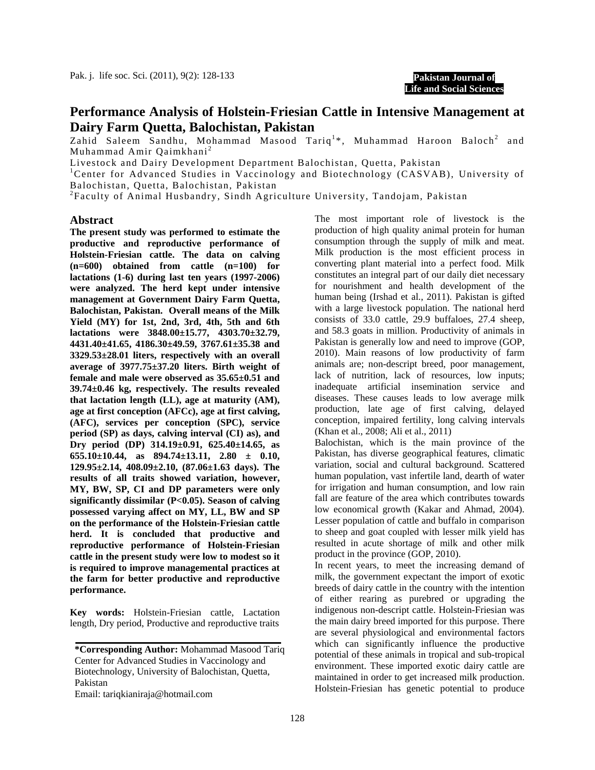# Performance Analysis of Holstein-Friesian Cattle in Intensive Management at Dairy Farm Quetta, Balochistan, Pakistan

Zahid Saleem Sandhu, Mohammad Masood Tariq[1]*, Muhammad Haroon Baloch[2] and Muhammad Amir Qaimkhani[2]

Livestock and Dairy Development Department Balochistan, Quetta, Pakistan
[1]Center for Advanced Studies in Vaccinology and Biotechnology (CASVAB), University of Balochistan, Quetta, Balochistan, Pakistan
[2]Faculty of Animal Husbandry, Sindh Agriculture University, Tandojam, Pakistan

## Abstract

**The present study was performed to estimate the productive and reproductive performance of Holstein-Friesian cattle. The data on calving (n=600) obtained from cattle (n=100) for lactations (1-6) during last ten years (1997-2006) were analyzed. The herd kept under intensive management at Government Dairy Farm Quetta, Balochistan, Pakistan. Overall means of the Milk Yield (MY) for 1st, 2nd, 3rd, 4th, 5th and 6th lactations were 3848.00±15.77, 4303.70±32.79, 4431.40±41.65, 4186.30±49.59, 3767.61±35.38 and 3329.53±28.01 liters, respectively with an overall average of 3977.75±37.20 liters. Birth weight of female and male were observed as 35.65±0.51 and 39.74±0.46 kg, respectively. The results revealed that lactation length (LL), age at maturity (AM), age at first conception (AFCc), age at first calving, (AFC), services per conception (SPC), service period (SP) as days, calving interval (CI) as), and Dry period (DP) 314.19±0.91, 625.40±14.65, as 655.10±10.44, as 894.74±13.11, 2.80 ± 0.10, 129.95±2.14, 408.09±2.10, (87.06±1.63 days). The results of all traits showed variation, however, MY, BW, SP, CI and DP parameters were only significantly dissimilar (P<0.05). Season of calving possessed varying affect on MY, LL, BW and SP on the performance of the Holstein-Friesian cattle herd. It is concluded that productive and reproductive performance of Holstein-Friesian cattle in the present study were low to modest so it is required to improve managemental practices at the farm for better productive and reproductive performance.**

**Key words:** Holstein-Friesian cattle, Lactation length, Dry period, Productive and reproductive traits

**\*Corresponding Author:** Mohammad Masood Tariq
Center for Advanced Studies in Vaccinology and Biotechnology, University of Balochistan, Quetta, Pakistan
Email: tariqkianiraja@hotmail.com

The most important role of livestock is the production of high quality animal protein for human consumption through the supply of milk and meat. Milk production is the most efficient process in converting plant material into a perfect food. Milk constitutes an integral part of our daily diet necessary for nourishment and health development of the human being (Irshad et al., 2011). Pakistan is gifted with a large livestock population. The national herd consists of 33.0 cattle, 29.9 buffaloes, 27.4 sheep, and 58.3 goats in million. Productivity of animals in Pakistan is generally low and need to improve (GOP, 2010). Main reasons of low productivity of farm animals are; non-descript breed, poor management, lack of nutrition, lack of resources, low inputs; inadequate artificial insemination service and diseases. These causes leads to low average milk production, late age of first calving, delayed conception, impaired fertility, long calving intervals (Khan et al., 2008; Ali et al., 2011)

Balochistan, which is the main province of the Pakistan, has diverse geographical features, climatic variation, social and cultural background. Scattered human population, vast infertile land, dearth of water for irrigation and human consumption, and low rain fall are feature of the area which contributes towards low economical growth (Kakar and Ahmad, 2004). Lesser population of cattle and buffalo in comparison to sheep and goat coupled with lesser milk yield has resulted in acute shortage of milk and other milk product in the province (GOP, 2010).

In recent years, to meet the increasing demand of milk, the government expectant the import of exotic breeds of dairy cattle in the country with the intention of either rearing as purebred or upgrading the indigenous non-descript cattle. Holstein-Friesian was the main dairy breed imported for this purpose. There are several physiological and environmental factors which can significantly influence the productive potential of these animals in tropical and sub-tropical environment. These imported exotic dairy cattle are maintained in order to get increased milk production. Holstein-Friesian has genetic potential to produce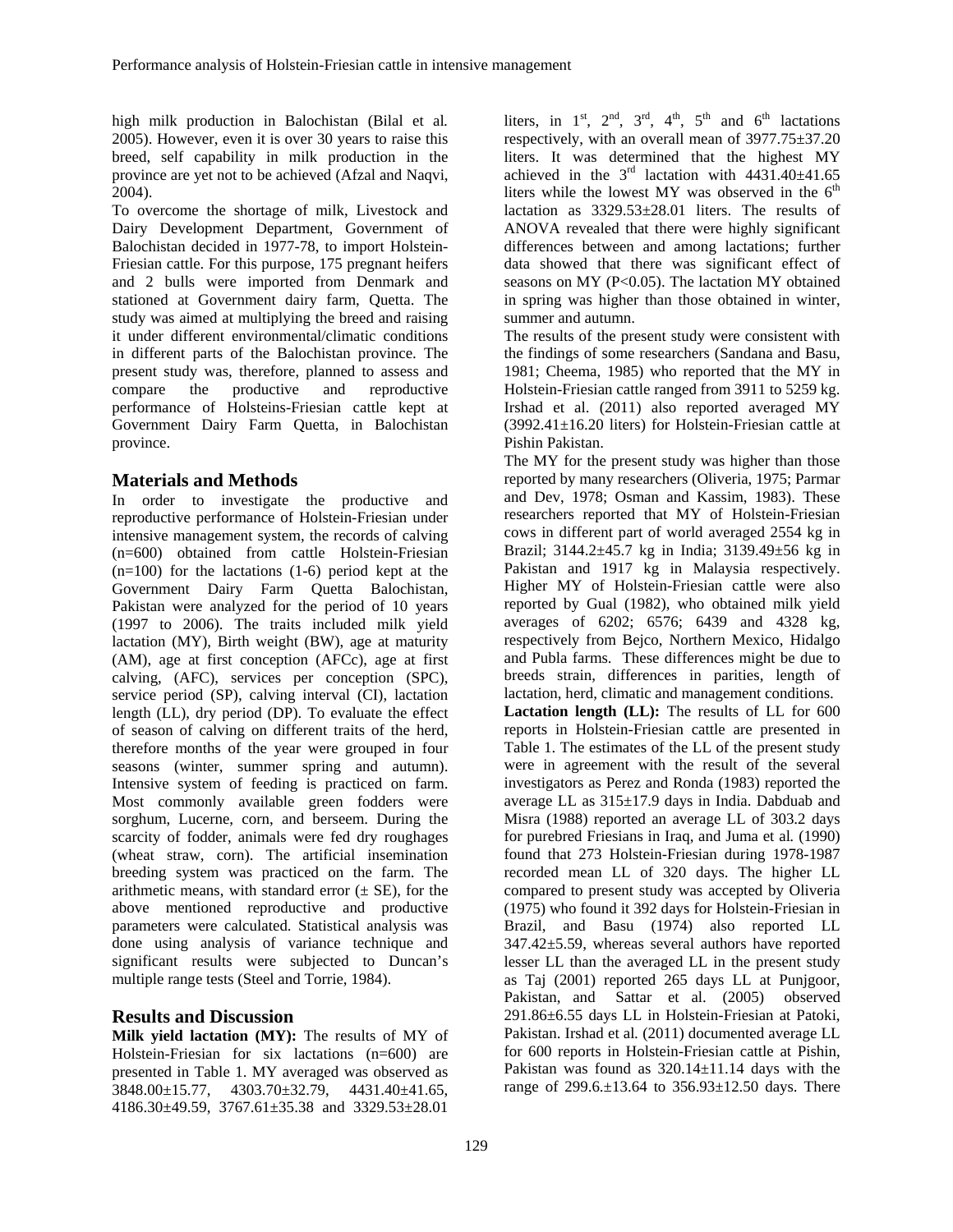high milk production in Balochistan (Bilal et al. 2005). However, even it is over 30 years to raise this breed, self capability in milk production in the province are yet not to be achieved (Afzal and Naqvi, 2004).

To overcome the shortage of milk, Livestock and Dairy Development Department, Government of Balochistan decided in 1977-78, to import Holstein-Friesian cattle. For this purpose, 175 pregnant heifers and 2 bulls were imported from Denmark and stationed at Government dairy farm, Quetta. The study was aimed at multiplying the breed and raising it under different environmental/climatic conditions in different parts of the Balochistan province. The present study was, therefore, planned to assess and compare the productive and reproductive performance of Holsteins-Friesian cattle kept at Government Dairy Farm Quetta, in Balochistan province.

## Materials and Methods

In order to investigate the productive and reproductive performance of Holstein-Friesian under intensive management system, the records of calving (n=600) obtained from cattle Holstein-Friesian (n=100) for the lactations (1-6) period kept at the Government Dairy Farm Quetta Balochistan, Pakistan were analyzed for the period of 10 years (1997 to 2006). The traits included milk yield lactation (MY), Birth weight (BW), age at maturity (AM), age at first conception (AFCc), age at first calving, (AFC), services per conception (SPC), service period (SP), calving interval (CI), lactation length (LL), dry period (DP). To evaluate the effect of season of calving on different traits of the herd, therefore months of the year were grouped in four seasons (winter, summer spring and autumn). Intensive system of feeding is practiced on farm. Most commonly available green fodders were sorghum, Lucerne, corn, and berseem. During the scarcity of fodder, animals were fed dry roughages (wheat straw, corn). The artificial insemination breeding system was practiced on the farm. The arithmetic means, with standard error (± SE), for the above mentioned reproductive and productive parameters were calculated. Statistical analysis was done using analysis of variance technique and significant results were subjected to Duncan's multiple range tests (Steel and Torrie, 1984).

## Results and Discussion

**Milk yield lactation (MY):** The results of MY of Holstein-Friesian for six lactations (n=600) are presented in Table 1. MY averaged was observed as 3848.00±15.77, 4303.70±32.79, 4431.40±41.65, 4186.30±49.59, 3767.61±35.38 and 3329.53±28.01 liters, in 1st, 2nd, 3rd, 4th, 5th and 6th lactations respectively, with an overall mean of 3977.75±37.20 liters. It was determined that the highest MY achieved in the 3rd lactation with 4431.40±41.65 liters while the lowest MY was observed in the 6th lactation as 3329.53±28.01 liters. The results of ANOVA revealed that there were highly significant differences between and among lactations; further data showed that there was significant effect of seasons on MY ($P<0.05$). The lactation MY obtained in spring was higher than those obtained in winter, summer and autumn.

The results of the present study were consistent with the findings of some researchers (Sandana and Basu, 1981; Cheema, 1985) who reported that the MY in Holstein-Friesian cattle ranged from 3911 to 5259 kg. Irshad et al. (2011) also reported averaged MY (3992.41±16.20 liters) for Holstein-Friesian cattle at Pishin Pakistan.

The MY for the present study was higher than those reported by many researchers (Oliveria, 1975; Parmar and Dev, 1978; Osman and Kassim, 1983). These researchers reported that MY of Holstein-Friesian cows in different part of world averaged 2554 kg in Brazil; 3144.2±45.7 kg in India; 3139.49±56 kg in Pakistan and 1917 kg in Malaysia respectively. Higher MY of Holstein-Friesian cattle were also reported by Gual (1982), who obtained milk yield averages of 6202; 6576; 6439 and 4328 kg, respectively from Bejco, Northern Mexico, Hidalgo and Publa farms. These differences might be due to breeds strain, differences in parities, length of lactation, herd, climatic and management conditions.

**Lactation length (LL):** The results of LL for 600 reports in Holstein-Friesian cattle are presented in Table 1. The estimates of the LL of the present study were in agreement with the result of the several investigators as Perez and Ronda (1983) reported the average LL as 315±17.9 days in India. Dabduab and Misra (1988) reported an average LL of 303.2 days for purebred Friesians in Iraq, and Juma et al. (1990) found that 273 Holstein-Friesian during 1978-1987 recorded mean LL of 320 days. The higher LL compared to present study was accepted by Oliveria (1975) who found it 392 days for Holstein-Friesian in Brazil, and Basu (1974) also reported LL 347.42±5.59, whereas several authors have reported lesser LL than the averaged LL in the present study as Taj (2001) reported 265 days LL at Punjgoor, Pakistan, and Sattar et al. (2005) observed 291.86±6.55 days LL in Holstein-Friesian at Patoki, Pakistan. Irshad et al. (2011) documented average LL for 600 reports in Holstein-Friesian cattle at Pishin, Pakistan was found as 320.14±11.14 days with the range of 299.6.±13.64 to 356.93±12.50 days. There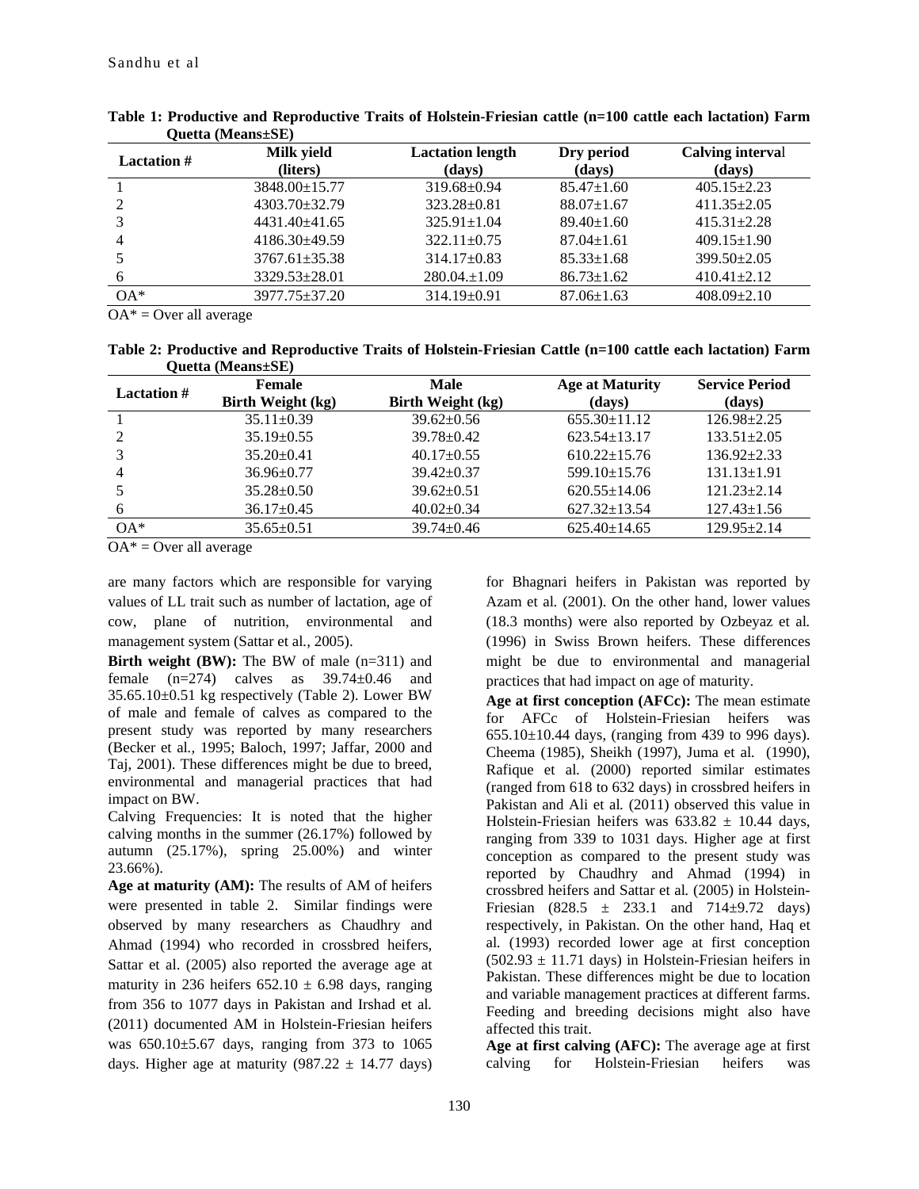**Table 1: Productive and Reproductive Traits of Holstein-Friesian cattle (n=100 cattle each lactation) Farm Quetta (Means±SE)**

| Lactation # | Milk yield (liters) | Lactation length (days) | Dry period (days) | Calving interval (days) |
|---|---|---|---|---|
| 1 | 3848.00±15.77 | 319.68±0.94 | 85.47±1.60 | 405.15±2.23 |
| 2 | 4303.70±32.79 | 323.28±0.81 | 88.07±1.67 | 411.35±2.05 |
| 3 | 4431.40±41.65 | 325.91±1.04 | 89.40±1.60 | 415.31±2.28 |
| 4 | 4186.30±49.59 | 322.11±0.75 | 87.04±1.61 | 409.15±1.90 |
| 5 | 3767.61±35.38 | 314.17±0.83 | 85.33±1.68 | 399.50±2.05 |
| 6 | 3329.53±28.01 | 280.04.±1.09 | 86.73±1.62 | 410.41±2.12 |
| OA* | 3977.75±37.20 | 314.19±0.91 | 87.06±1.63 | 408.09±2.10 |

OA* = Over all average

**Table 2: Productive and Reproductive Traits of Holstein-Friesian Cattle (n=100 cattle each lactation) Farm Quetta (Means±SE)**

| Lactation # | Female Birth Weight (kg) | Male Birth Weight (kg) | Age at Maturity (days) | Service Period (days) |
|---|---|---|---|---|
| 1 | 35.11±0.39 | 39.62±0.56 | 655.30±11.12 | 126.98±2.25 |
| 2 | 35.19±0.55 | 39.78±0.42 | 623.54±13.17 | 133.51±2.05 |
| 3 | 35.20±0.41 | 40.17±0.55 | 610.22±15.76 | 136.92±2.33 |
| 4 | 36.96±0.77 | 39.42±0.37 | 599.10±15.76 | 131.13±1.91 |
| 5 | 35.28±0.50 | 39.62±0.51 | 620.55±14.06 | 121.23±2.14 |
| 6 | 36.17±0.45 | 40.02±0.34 | 627.32±13.54 | 127.43±1.56 |
| OA* | 35.65±0.51 | 39.74±0.46 | 625.40±14.65 | 129.95±2.14 |

OA* = Over all average

are many factors which are responsible for varying values of LL trait such as number of lactation, age of cow, plane of nutrition, environmental and management system (Sattar et al*.*, 2005).

**Birth weight (BW):** The BW of male (n=311) and female (n=274) calves as 39.74±0.46 and 35.65.10±0.51 kg respectively (Table 2). Lower BW of male and female of calves as compared to the present study was reported by many researchers (Becker et al*.*, 1995; Baloch, 1997; Jaffar, 2000 and Taj, 2001). These differences might be due to breed, environmental and managerial practices that had impact on BW.

Calving Frequencies: It is noted that the higher calving months in the summer (26.17%) followed by autumn (25.17%), spring 25.00%) and winter 23.66%).

**Age at maturity (AM):** The results of AM of heifers were presented in table 2. Similar findings were observed by many researchers as Chaudhry and Ahmad (1994) who recorded in crossbred heifers, Sattar et al. (2005) also reported the average age at maturity in 236 heifers 652.10 ± 6.98 days, ranging from 356 to 1077 days in Pakistan and Irshad et al*.* (2011) documented AM in Holstein-Friesian heifers was 650.10±5.67 days, ranging from 373 to 1065 days. Higher age at maturity (987.22 ± 14.77 days) for Bhagnari heifers in Pakistan was reported by Azam et al*.* (2001). On the other hand, lower values (18.3 months) were also reported by Ozbeyaz et al*.* (1996) in Swiss Brown heifers. These differences might be due to environmental and managerial practices that had impact on age of maturity.

**Age at first conception (AFCc):** The mean estimate for AFCc of Holstein-Friesian heifers was 655.10±10.44 days, (ranging from 439 to 996 days). Cheema (1985), Sheikh (1997), Juma et al*.* (1990), Rafique et al*.* (2000) reported similar estimates (ranged from 618 to 632 days) in crossbred heifers in Pakistan and Ali et al*.* (2011) observed this value in Holstein-Friesian heifers was 633.82 ± 10.44 days, ranging from 339 to 1031 days. Higher age at first conception as compared to the present study was reported by Chaudhry and Ahmad (1994) in crossbred heifers and Sattar et al*.* (2005) in Holstein-Friesian (828.5 ± 233.1 and 714±9.72 days) respectively, in Pakistan. On the other hand, Haq et al*.* (1993) recorded lower age at first conception (502.93 ± 11.71 days) in Holstein-Friesian heifers in Pakistan. These differences might be due to location and variable management practices at different farms. Feeding and breeding decisions might also have affected this trait.

**Age at first calving (AFC):** The average age at first calving for Holstein-Friesian heifers was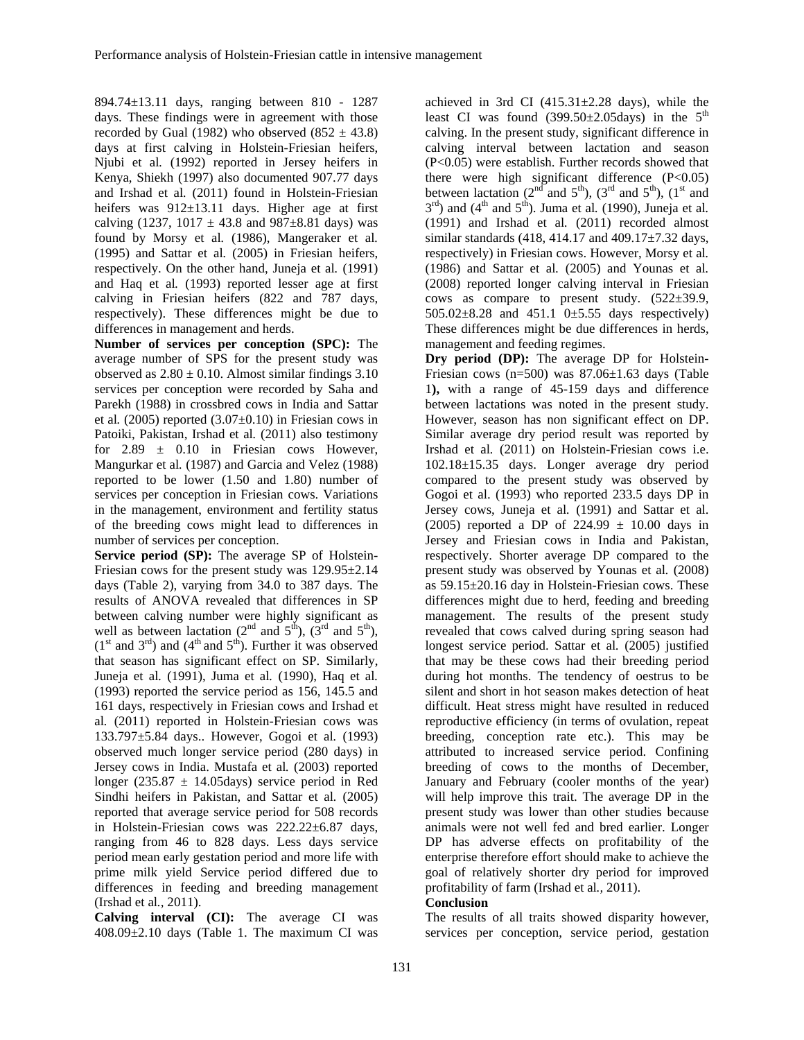894.74±13.11 days, ranging between 810 - 1287 days. These findings were in agreement with those recorded by Gual (1982) who observed (852 ± 43.8) days at first calving in Holstein-Friesian heifers, Njubi et al*.* (1992) reported in Jersey heifers in Kenya, Shiekh (1997) also documented 907.77 days and Irshad et al*.* (2011) found in Holstein-Friesian heifers was 912±13.11 days. Higher age at first calving (1237, 1017 ± 43.8 and 987±8.81 days) was found by Morsy et al*.* (1986), Mangeraker et al*.* (1995) and Sattar et al*.* (2005) in Friesian heifers, respectively. On the other hand, Juneja et al*.* (1991) and Haq et al*.* (1993) reported lesser age at first calving in Friesian heifers (822 and 787 days, respectively). These differences might be due to differences in management and herds.

**Number of services per conception (SPC):** The average number of SPS for the present study was observed as 2.80 ± 0.10. Almost similar findings 3.10 services per conception were recorded by Saha and Parekh (1988) in crossbred cows in India and Sattar et al*.* (2005) reported (3.07±0.10) in Friesian cows in Patoiki, Pakistan, Irshad et al*.* (2011) also testimony for 2.89 ± 0.10 in Friesian cows However, Mangurkar et al*.* (1987) and Garcia and Velez (1988) reported to be lower (1.50 and 1.80) number of services per conception in Friesian cows. Variations in the management, environment and fertility status of the breeding cows might lead to differences in number of services per conception.

**Service period (SP):** The average SP of Holstein-Friesian cows for the present study was 129.95±2.14 days (Table 2), varying from 34.0 to 387 days. The results of ANOVA revealed that differences in SP between calving number were highly significant as well as between lactation (2nd and 5th), (3rd and 5th), (1st and 3rd) and (4th and 5th). Further it was observed that season has significant effect on SP. Similarly, Juneja et al*.* (1991), Juma et al*.* (1990), Haq et al*.* (1993) reported the service period as 156, 145.5 and 161 days, respectively in Friesian cows and Irshad et al*.* (2011) reported in Holstein-Friesian cows was 133.797±5.84 days.. However, Gogoi et al*.* (1993) observed much longer service period (280 days) in Jersey cows in India. Mustafa et al*.* (2003) reported longer (235.87 ± 14.05days) service period in Red Sindhi heifers in Pakistan, and Sattar et al*.* (2005) reported that average service period for 508 records in Holstein-Friesian cows was 222.22±6.87 days, ranging from 46 to 828 days. Less days service period mean early gestation period and more life with prime milk yield Service period differed due to differences in feeding and breeding management (Irshad et al*.*, 2011).

**Calving interval (CI):** The average CI was 408.09±2.10 days (Table 1. The maximum CI was achieved in 3rd CI (415.31±2.28 days), while the least CI was found (399.50±2.05days) in the 5th calving. In the present study, significant difference in calving interval between lactation and season (P<0.05) were establish. Further records showed that there were high significant difference (P<0.05) between lactation (2nd and 5th), (3rd and 5th), (1st and 3rd) and (4th and 5th). Juma et al*.* (1990), Juneja et al*.* (1991) and Irshad et al*.* (2011) recorded almost similar standards (418, 414.17 and 409.17±7.32 days, respectively) in Friesian cows. However, Morsy et al*.* (1986) and Sattar et al*.* (2005) and Younas et al*.* (2008) reported longer calving interval in Friesian cows as compare to present study. (522±39.9, 505.02±8.28 and 451.1 0±5.55 days respectively) These differences might be due differences in herds, management and feeding regimes.

**Dry period (DP):** The average DP for Holstein-Friesian cows (n=500) was 87.06±1.63 days (Table 1**),** with a range of 45-159 days and difference between lactations was noted in the present study. However, season has non significant effect on DP. Similar average dry period result was reported by Irshad et al*.* (2011) on Holstein-Friesian cows i.e. 102.18±15.35 days. Longer average dry period compared to the present study was observed by Gogoi et al. (1993) who reported 233.5 days DP in Jersey cows, Juneja et al*.* (1991) and Sattar et al*.* (2005) reported a DP of 224.99 ± 10.00 days in Jersey and Friesian cows in India and Pakistan, respectively. Shorter average DP compared to the present study was observed by Younas et al*.* (2008) as 59.15±20.16 day in Holstein-Friesian cows. These differences might due to herd, feeding and breeding management. The results of the present study revealed that cows calved during spring season had longest service period. Sattar et al*.* (2005) justified that may be these cows had their breeding period during hot months. The tendency of oestrus to be silent and short in hot season makes detection of heat difficult. Heat stress might have resulted in reduced reproductive efficiency (in terms of ovulation, repeat breeding, conception rate etc.). This may be attributed to increased service period. Confining breeding of cows to the months of December, January and February (cooler months of the year) will help improve this trait. The average DP in the present study was lower than other studies because animals were not well fed and bred earlier. Longer DP has adverse effects on profitability of the enterprise therefore effort should make to achieve the goal of relatively shorter dry period for improved profitability of farm (Irshad et al*.*, 2011).

## Conclusion

The results of all traits showed disparity however, services per conception, service period, gestation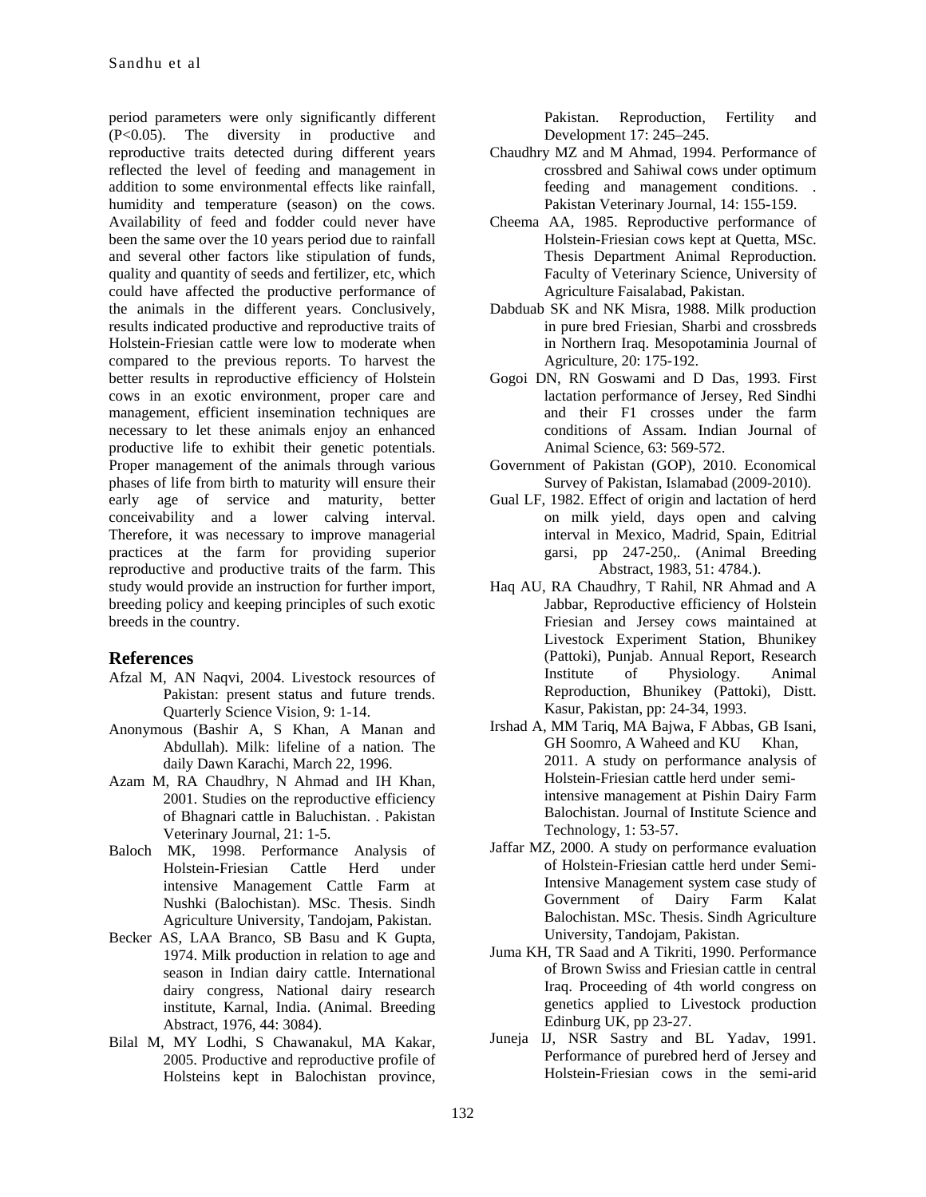period parameters were only significantly different (P<0.05). The diversity in productive and reproductive traits detected during different years reflected the level of feeding and management in addition to some environmental effects like rainfall, humidity and temperature (season) on the cows. Availability of feed and fodder could never have been the same over the 10 years period due to rainfall and several other factors like stipulation of funds, quality and quantity of seeds and fertilizer, etc, which could have affected the productive performance of the animals in the different years. Conclusively, results indicated productive and reproductive traits of Holstein-Friesian cattle were low to moderate when compared to the previous reports. To harvest the better results in reproductive efficiency of Holstein cows in an exotic environment, proper care and management, efficient insemination techniques are necessary to let these animals enjoy an enhanced productive life to exhibit their genetic potentials. Proper management of the animals through various phases of life from birth to maturity will ensure their early age of service and maturity, better conceivability and a lower calving interval. Therefore, it was necessary to improve managerial practices at the farm for providing superior reproductive and productive traits of the farm. This study would provide an instruction for further import, breeding policy and keeping principles of such exotic breeds in the country.

## References

Afzal M, AN Naqvi, 2004. Livestock resources of Pakistan: present status and future trends. Quarterly Science Vision, 9: 1-14.

Anonymous (Bashir A, S Khan, A Manan and Abdullah). Milk: lifeline of a nation. The daily Dawn Karachi, March 22, 1996.

Azam M, RA Chaudhry, N Ahmad and IH Khan, 2001. Studies on the reproductive efficiency of Bhagnari cattle in Baluchistan. . Pakistan Veterinary Journal, 21: 1-5.

Baloch MK, 1998. Performance Analysis of Holstein-Friesian Cattle Herd under intensive Management Cattle Farm at Nushki (Balochistan). MSc. Thesis. Sindh Agriculture University, Tandojam, Pakistan.

Becker AS, LAA Branco, SB Basu and K Gupta, 1974. Milk production in relation to age and season in Indian dairy cattle. International dairy congress, National dairy research institute, Karnal, India. (Animal. Breeding Abstract, 1976, 44: 3084).

Bilal M, MY Lodhi, S Chawanakul, MA Kakar, 2005. Productive and reproductive profile of Holsteins kept in Balochistan province, Pakistan. Reproduction, Fertility and Development 17: 245–245.

Chaudhry MZ and M Ahmad, 1994. Performance of crossbred and Sahiwal cows under optimum feeding and management conditions. . Pakistan Veterinary Journal, 14: 155-159.

Cheema AA, 1985. Reproductive performance of Holstein-Friesian cows kept at Quetta, MSc. Thesis Department Animal Reproduction. Faculty of Veterinary Science, University of Agriculture Faisalabad, Pakistan.

Dabduab SK and NK Misra, 1988. Milk production in pure bred Friesian, Sharbi and crossbreds in Northern Iraq. Mesopotaminia Journal of Agriculture, 20: 175-192.

Gogoi DN, RN Goswami and D Das, 1993. First lactation performance of Jersey, Red Sindhi and their F1 crosses under the farm conditions of Assam. Indian Journal of Animal Science, 63: 569-572.

Government of Pakistan (GOP), 2010. Economical Survey of Pakistan, Islamabad (2009-2010).

Gual LF, 1982. Effect of origin and lactation of herd on milk yield, days open and calving interval in Mexico, Madrid, Spain, Editrial garsi, pp 247-250,. (Animal Breeding Abstract, 1983, 51: 4784.).

Haq AU, RA Chaudhry, T Rahil, NR Ahmad and A Jabbar, Reproductive efficiency of Holstein Friesian and Jersey cows maintained at Livestock Experiment Station, Bhunikey (Pattoki), Punjab. Annual Report, Research Institute of Physiology. Animal Reproduction, Bhunikey (Pattoki), Distt. Kasur, Pakistan, pp: 24-34, 1993.

Irshad A, MM Tariq, MA Bajwa, F Abbas, GB Isani, GH Soomro, A Waheed and KU Khan, 2011. A study on performance analysis of Holstein-Friesian cattle herd under semi-intensive management at Pishin Dairy Farm Balochistan. Journal of Institute Science and Technology, 1: 53-57.

Jaffar MZ, 2000. A study on performance evaluation of Holstein-Friesian cattle herd under Semi-Intensive Management system case study of Government of Dairy Farm Kalat Balochistan. MSc. Thesis. Sindh Agriculture University, Tandojam, Pakistan.

Juma KH, TR Saad and A Tikriti, 1990. Performance of Brown Swiss and Friesian cattle in central Iraq. Proceeding of 4th world congress on genetics applied to Livestock production Edinburg UK, pp 23-27.

Juneja IJ, NSR Sastry and BL Yadav, 1991. Performance of purebred herd of Jersey and Holstein-Friesian cows in the semi-arid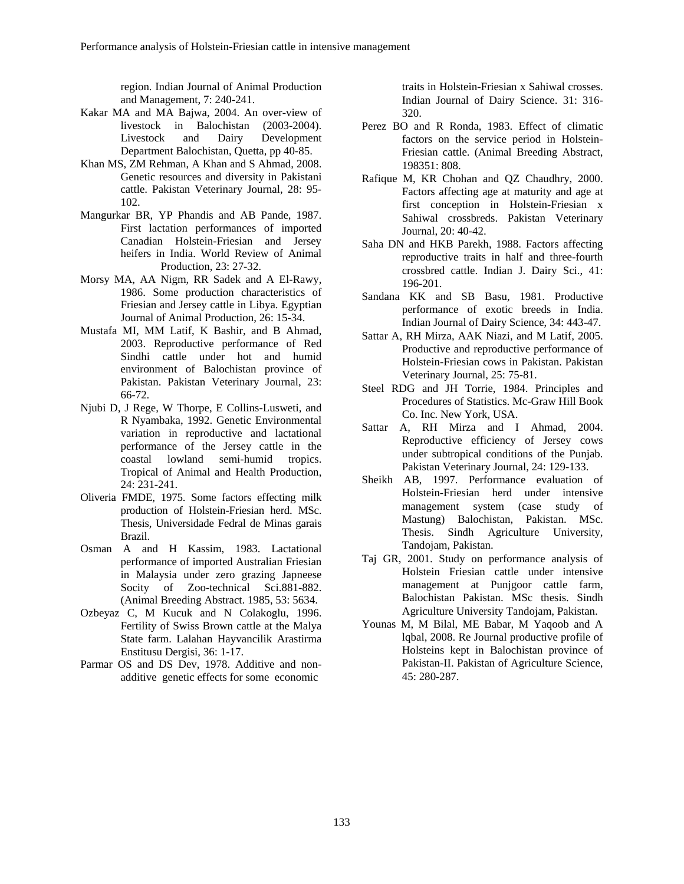region. Indian Journal of Animal Production and Management, 7: 240-241.

Kakar MA and MA Bajwa, 2004. An over-view of livestock in Balochistan (2003-2004). Livestock and Dairy Development Department Balochistan, Quetta, pp 40-85.

Khan MS, ZM Rehman, A Khan and S Ahmad, 2008. Genetic resources and diversity in Pakistani cattle. Pakistan Veterinary Journal, 28: 95-102.

Mangurkar BR, YP Phandis and AB Pande, 1987. First lactation performances of imported Canadian Holstein-Friesian and Jersey heifers in India. World Review of Animal Production, 23: 27-32.

Morsy MA, AA Nigm, RR Sadek and A El-Rawy, 1986. Some production characteristics of Friesian and Jersey cattle in Libya. Egyptian Journal of Animal Production, 26: 15-34.

Mustafa MI, MM Latif, K Bashir, and B Ahmad, 2003. Reproductive performance of Red Sindhi cattle under hot and humid environment of Balochistan province of Pakistan. Pakistan Veterinary Journal, 23: 66-72.

Njubi D, J Rege, W Thorpe, E Collins-Lusweti, and R Nyambaka, 1992. Genetic Environmental variation in reproductive and lactational performance of the Jersey cattle in the coastal lowland semi-humid tropics. Tropical of Animal and Health Production, 24: 231-241.

Oliveria FMDE, 1975. Some factors effecting milk production of Holstein-Friesian herd. MSc. Thesis, Universidade Fedral de Minas garais Brazil.

Osman A and H Kassim, 1983. Lactational performance of imported Australian Friesian in Malaysia under zero grazing Japneese Socity of Zoo-technical Sci.881-882. (Animal Breeding Abstract. 1985, 53: 5634.

Ozbeyaz C, M Kucuk and N Colakoglu, 1996. Fertility of Swiss Brown cattle at the Malya State farm. Lalahan Hayvancilik Arastirma Enstitusu Dergisi, 36: 1-17.

Parmar OS and DS Dev, 1978. Additive and non-additive genetic effects for some economic traits in Holstein-Friesian x Sahiwal crosses. Indian Journal of Dairy Science. 31: 316-320.

Perez BO and R Ronda, 1983. Effect of climatic factors on the service period in Holstein-Friesian cattle. (Animal Breeding Abstract, 198351: 808.

Rafique M, KR Chohan and QZ Chaudhry, 2000. Factors affecting age at maturity and age at first conception in Holstein-Friesian x Sahiwal crossbreds. Pakistan Veterinary Journal, 20: 40-42.

Saha DN and HKB Parekh, 1988. Factors affecting reproductive traits in half and three-fourth crossbred cattle. Indian J. Dairy Sci., 41: 196-201.

Sandana KK and SB Basu, 1981. Productive performance of exotic breeds in India. Indian Journal of Dairy Science, 34: 443-47.

Sattar A, RH Mirza, AAK Niazi, and M Latif, 2005. Productive and reproductive performance of Holstein-Friesian cows in Pakistan. Pakistan Veterinary Journal, 25: 75-81.

Steel RDG and JH Torrie, 1984. Principles and Procedures of Statistics. Mc-Graw Hill Book Co. Inc. New York, USA.

Sattar A, RH Mirza and I Ahmad, 2004. Reproductive efficiency of Jersey cows under subtropical conditions of the Punjab. Pakistan Veterinary Journal, 24: 129-133.

Sheikh AB, 1997. Performance evaluation of Holstein-Friesian herd under intensive management system (case study of Mastung) Balochistan, Pakistan. MSc. Thesis. Sindh Agriculture University, Tandojam, Pakistan.

Taj GR, 2001. Study on performance analysis of Holstein Friesian cattle under intensive management at Punjgoor cattle farm, Balochistan Pakistan. MSc thesis. Sindh Agriculture University Tandojam, Pakistan.

Younas M, M Bilal, ME Babar, M Yaqoob and A lqbal, 2008. Re Journal productive profile of Holsteins kept in Balochistan province of Pakistan-II. Pakistan of Agriculture Science, 45: 280-287.